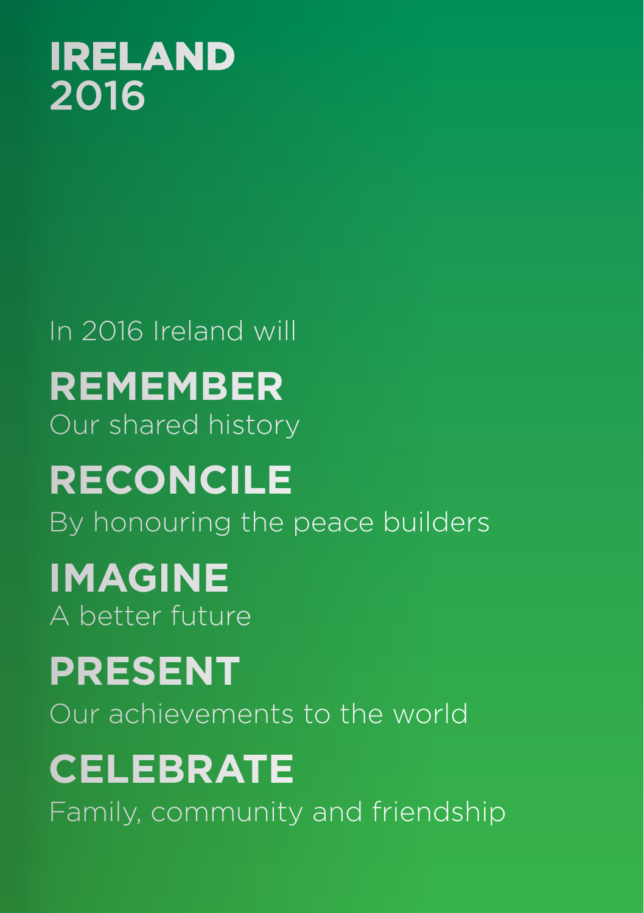# IRELAND 2016

In 2016 Ireland will

**REMEMBER**
Our shared history

**RECONCILE**
By honouring the peace builders

**IMAGINE**
A better future

**PRESENT**
Our achievements to the world

**CELEBRATE**
Family, community and friendship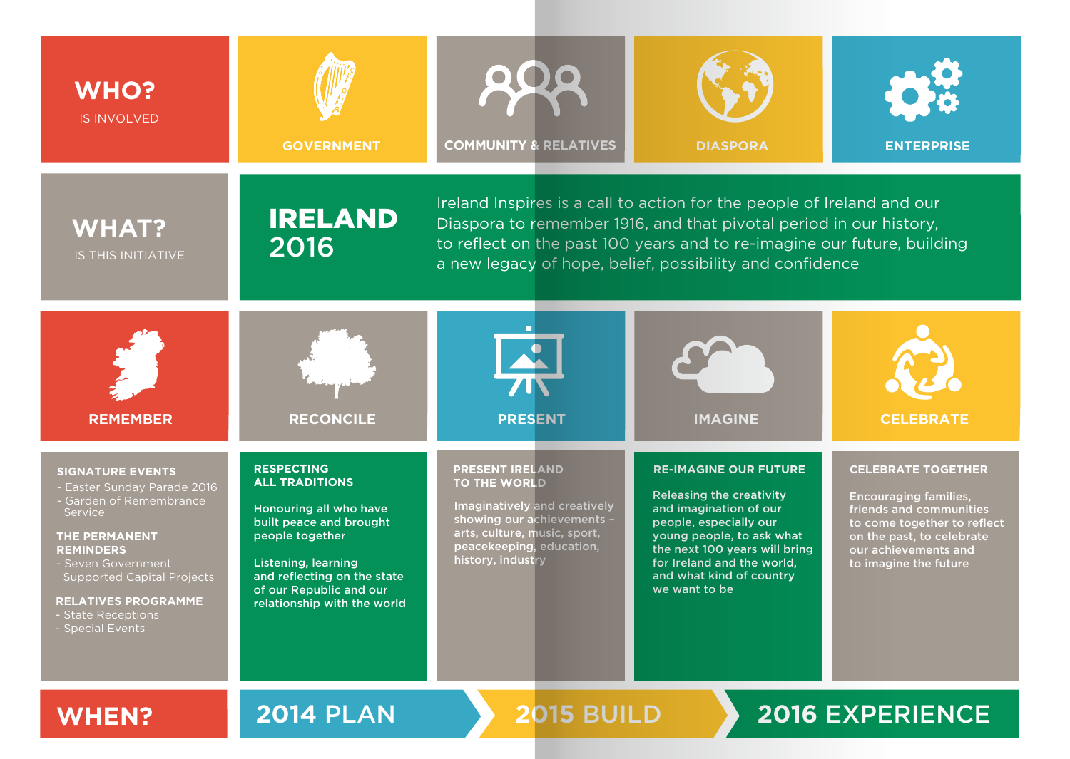## WHO?

IS INVOLVED

- GOVERNMENT
- COMMUNITY & RELATIVES
- DIASPORA
- ENTERPRISE

## WHAT?

IS THIS INITIATIVE

### IRELAND 2016

Ireland Inspires is a call to action for the people of Ireland and our Diaspora to remember 1916, and that pivotal period in our history, to reflect on the past 100 years and to re-imagine our future, building a new legacy of hope, belief, possibility and confidence

### REMEMBER

**SIGNATURE EVENTS**

- Easter Sunday Parade 2016
- Garden of Remembrance Service

**THE PERMANENT REMINDERS**

- Seven Government Supported Capital Projects

**RELATIVES PROGRAMME**

- State Receptions
- Special Events

### RECONCILE

**RESPECTING ALL TRADITIONS**

Honouring all who have built peace and brought people together

Listening, learning and reflecting on the state of our Republic and our relationship with the world

### PRESENT

**PRESENT IRELAND TO THE WORLD**

Imaginatively and creatively showing our achievements – arts, culture, music, sport, peacekeeping, education, history, industry

### IMAGINE

**RE-IMAGINE OUR FUTURE**

Releasing the creativity and imagination of our people, especially our young people, to ask what the next 100 years will bring for Ireland and the world, and what kind of country we want to be

### CELEBRATE

**CELEBRATE TOGETHER**

Encouraging families, friends and communities to come together to reflect on the past, to celebrate our achievements and to imagine the future

## WHEN?

2014 PLAN → 2015 BUILD → 2016 EXPERIENCE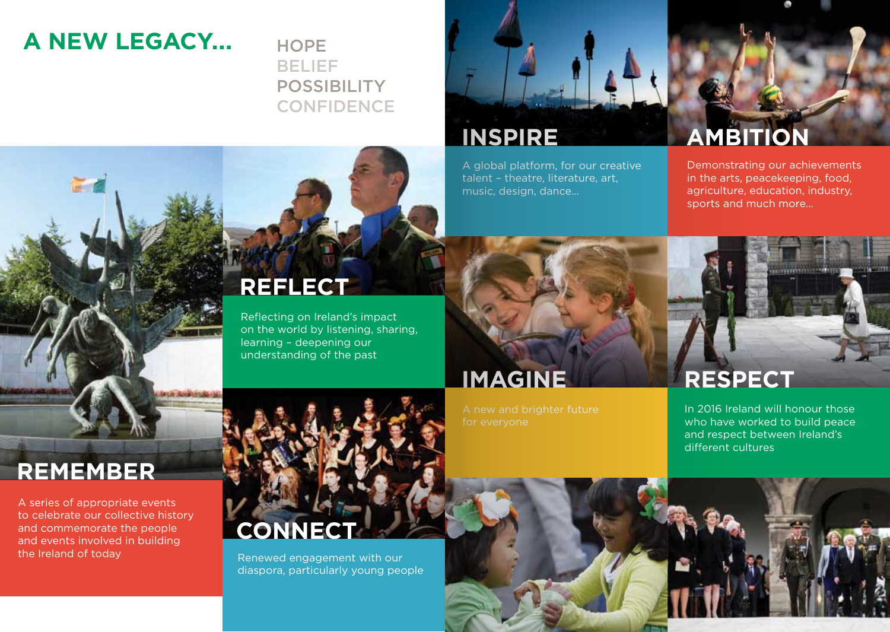# A NEW LEGACY...

HOPE
BELIEF
POSSIBILITY
CONFIDENCE

## INSPIRE

A global platform, for our creative talent – theatre, literature, art, music, design, dance...

## AMBITION

Demonstrating our achievements in the arts, peacekeeping, food, agriculture, education, industry, sports and much more...

## REMEMBER

A series of appropriate events to celebrate our collective history and commemorate the people and events involved in building the Ireland of today

## REFLECT

Reflecting on Ireland's impact on the world by listening, sharing, learning – deepening our understanding of the past

## IMAGINE

A new and brighter future for everyone

## RESPECT

In 2016 Ireland will honour those who have worked to build peace and respect between Ireland's different cultures

## CONNECT

Renewed engagement with our diaspora, particularly young people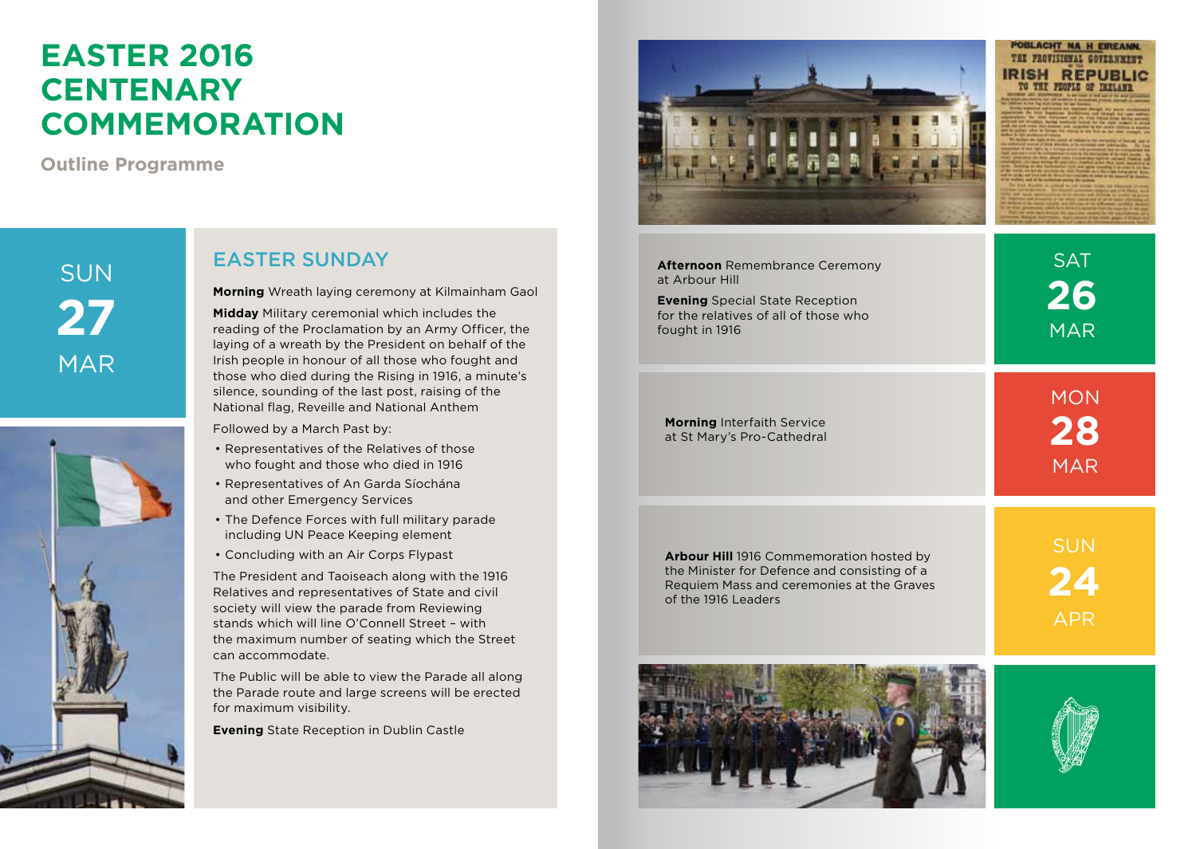# EASTER 2016 CENTENARY COMMEMORATION

**Outline Programme**

SUN **27** MAR

## EASTER SUNDAY

**Morning** Wreath laying ceremony at Kilmainham Gaol

**Midday** Military ceremonial which includes the reading of the Proclamation by an Army Officer, the laying of a wreath by the President on behalf of the Irish people in honour of all those who fought and those who died during the Rising in 1916, a minute's silence, sounding of the last post, raising of the National flag, Reveille and National Anthem

Followed by a March Past by:

- Representatives of the Relatives of those who fought and those who died in 1916
- Representatives of An Garda Síochána and other Emergency Services
- The Defence Forces with full military parade including UN Peace Keeping element
- Concluding with an Air Corps Flypast

The President and Taoiseach along with the 1916 Relatives and representatives of State and civil society will view the parade from Reviewing stands which will line O'Connell Street – with the maximum number of seating which the Street can accommodate.

The Public will be able to view the Parade all along the Parade route and large screens will be erected for maximum visibility.

**Evening** State Reception in Dublin Castle

SAT **26** MAR

**Afternoon** Remembrance Ceremony at Arbour Hill

**Evening** Special State Reception for the relatives of all of those who fought in 1916

MON **28** MAR

**Morning** Interfaith Service at St Mary's Pro-Cathedral

SUN **24** APR

**Arbour Hill** 1916 Commemoration hosted by the Minister for Defence and consisting of a Requiem Mass and ceremonies at the Graves of the 1916 Leaders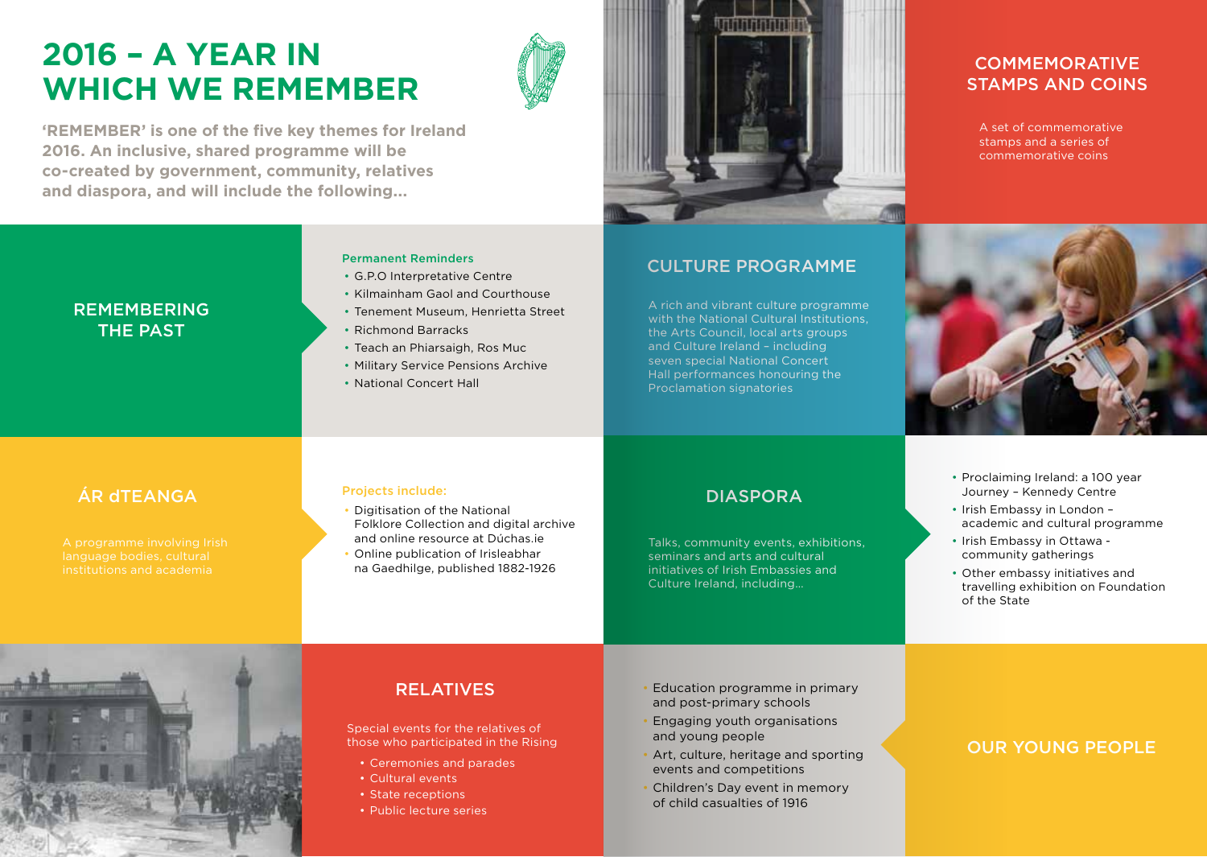# 2016 – A YEAR IN WHICH WE REMEMBER

**'REMEMBER' is one of the five key themes for Ireland 2016. An inclusive, shared programme will be co-created by government, community, relatives and diaspora, and will include the following...**

## COMMEMORATIVE STAMPS AND COINS

A set of commemorative stamps and a series of commemorative coins

## REMEMBERING THE PAST

**Permanent Reminders**

- G.P.O Interpretative Centre
- Kilmainham Gaol and Courthouse
- Tenement Museum, Henrietta Street
- Richmond Barracks
- Teach an Phiarsaigh, Ros Muc
- Military Service Pensions Archive
- National Concert Hall

## CULTURE PROGRAMME

A rich and vibrant culture programme with the National Cultural Institutions, the Arts Council, local arts groups and Culture Ireland – including seven special National Concert Hall performances honouring the Proclamation signatories

## ÁR dTEANGA

A programme involving Irish language bodies, cultural institutions and academia

**Projects include:**

- Digitisation of the National Folklore Collection and digital archive and online resource at Dúchas.ie
- Online publication of Irisleabhar na Gaedhilge, published 1882-1926

## DIASPORA

Talks, community events, exhibitions, seminars and arts and cultural initiatives of Irish Embassies and Culture Ireland, including...

- Proclaiming Ireland: a 100 year Journey – Kennedy Centre
- Irish Embassy in London – academic and cultural programme
- Irish Embassy in Ottawa - community gatherings
- Other embassy initiatives and travelling exhibition on Foundation of the State

## RELATIVES

Special events for the relatives of those who participated in the Rising

- Ceremonies and parades
- Cultural events
- State receptions
- Public lecture series

## OUR YOUNG PEOPLE

- Education programme in primary and post-primary schools
- Engaging youth organisations and young people
- Art, culture, heritage and sporting events and competitions
- Children's Day event in memory of child casualties of 1916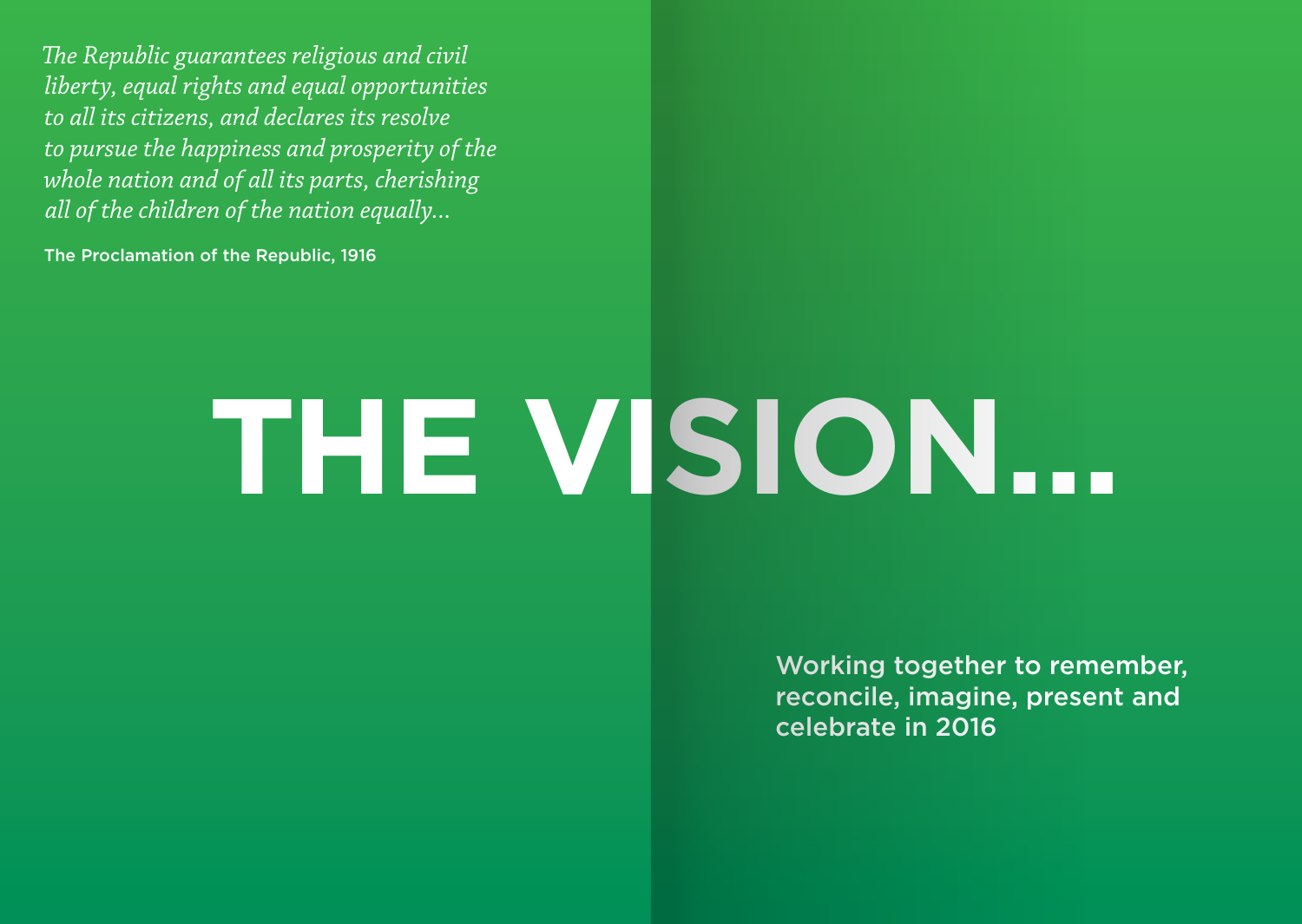*The Republic guarantees religious and civil liberty, equal rights and equal opportunities to all its citizens, and declares its resolve to pursue the happiness and prosperity of the whole nation and of all its parts, cherishing all of the children of the nation equally...*

The Proclamation of the Republic, 1916

# THE VISION...

Working together to remember, reconcile, imagine, present and celebrate in 2016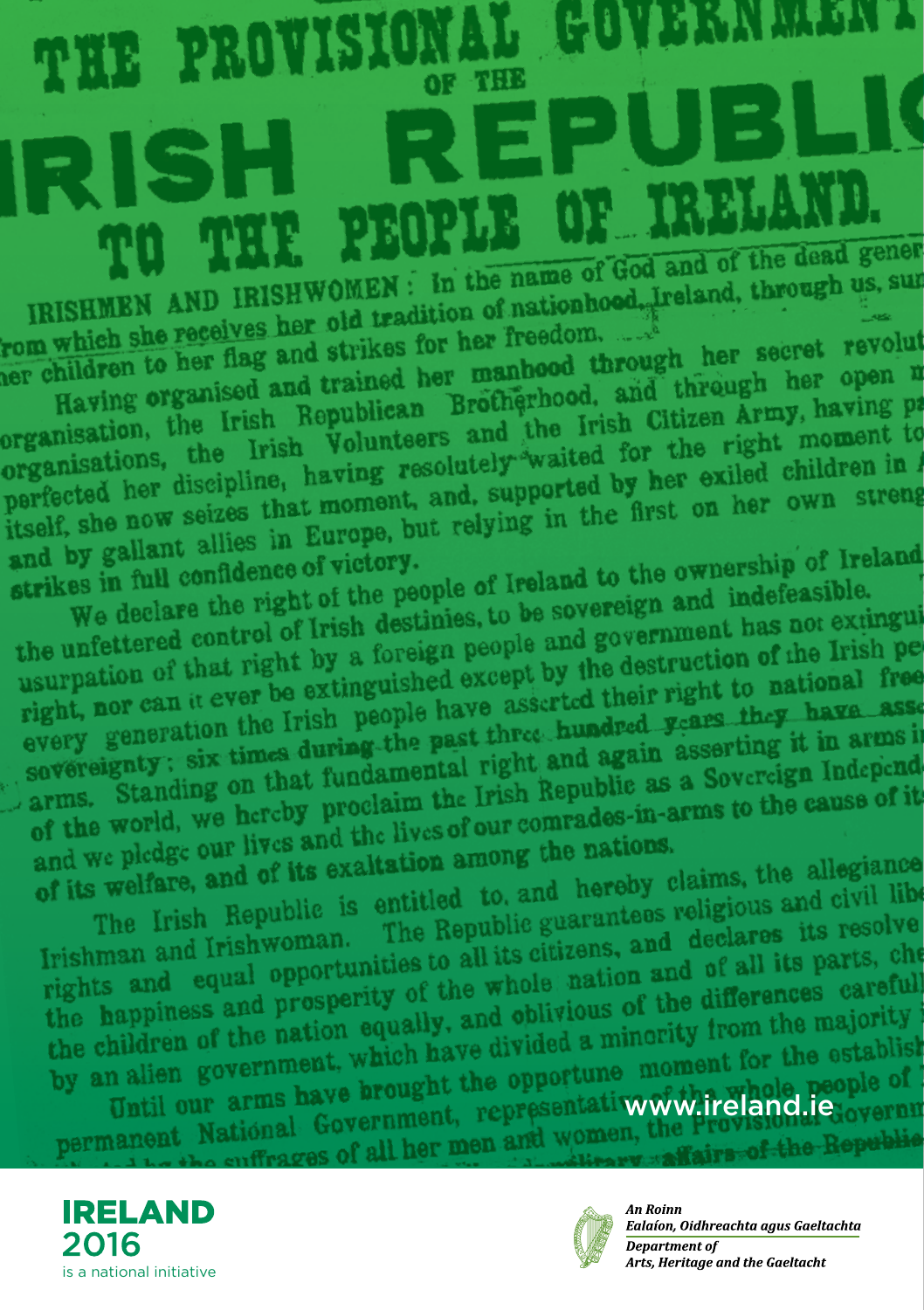# THE PROVISIONAL GOVERNMENT OF THE IRISH REPUBLIC TO THE PEOPLE OF IRELAND.

IRISHMEN AND IRISHWOMEN: In the name of God and of the dead gener rom which she receives her old tradition of nationhood, Ireland, through us, sun her children to her flag and strikes for her freedom.

Having organised and trained her manhood through her secret revolut organisation, the Irish Republican Brotherhood, and through her open m organisations, the Irish Volunteers and the Irish Citizen Army, having pa perfected her discipline, having resolutely waited for the right moment to itself, she now seizes that moment, and, supported by her exiled children in A and by gallant allies in Europe, but relying in the first on her own streng strikes in full confidence of victory.

We declare the right of the people of Ireland to the ownership of Ireland the unfettered control of Irish destinies, to be sovereign and indefeasible. usurpation of that right by a foreign people and government has not extingui right, nor can it ever be extinguished except by the destruction of the Irish pe every generation the Irish people have asserted their right to national free sovereignty; six times during the past three hundred years they have asse arms. Standing on that fundamental right and again asserting it in arms in of the world, we hereby proclaim the Irish Republic as a Sovereign Independ and we pledge our lives and the lives of our comrades-in-arms to the cause of its of its welfare, and of its exaltation among the nations.

The Irish Republic is entitled to, and hereby claims, the allegiance Irishman and Irishwoman. The Republic guarantees religious and civil libe rights and equal opportunities to all its citizens, and declares its resolve the happiness and prosperity of the whole nation and of all its parts, che the children of the nation equally, and oblivious of the differences carefull by an alien government, which have divided a minority from the majority i

Until our arms have brought the opportune moment for the establish permanent National Government, representative of the whole people of by the suffrages of all her men and women, the Provisional Governm ...military affairs of the Republic

www.ireland.ie

**IRELAND 2016**
is a national initiative

*An Roinn*
*Ealaíon, Oidhreachta agus Gaeltachta*
*Department of*
*Arts, Heritage and the Gaeltacht*